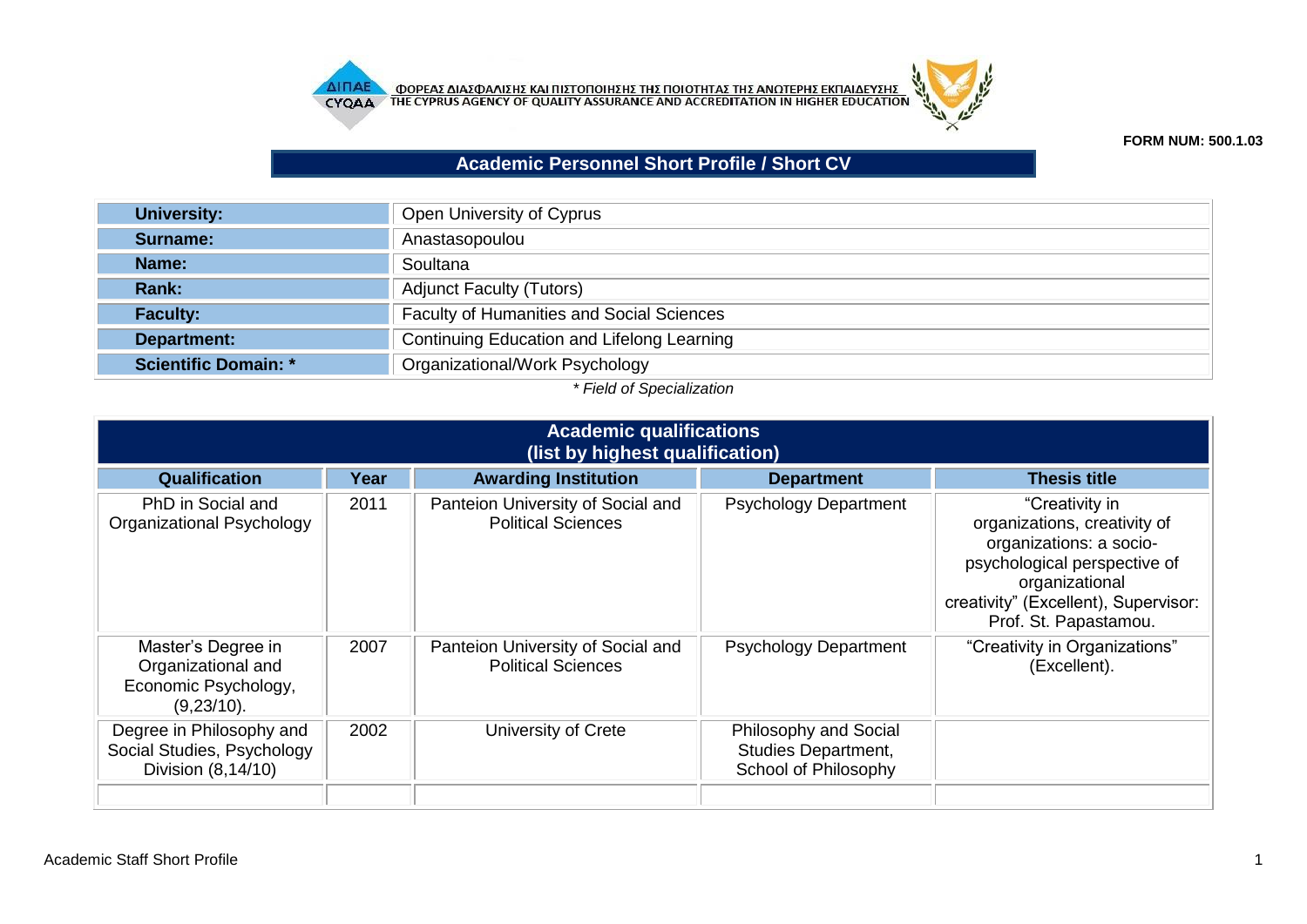ΦΟΡΕΑΣ ΔΙΑΣΦΑΛΙΣΗΣ ΚΑΙ ΠΙΣΤΟΠΟΙΗΣΗΣ ΤΗΣ ΠΟΙΟΤΗΤΑΣ ΤΗΣ ΑΝΩΤΕΡΗΣ ΕΚΠΑΙΔΕΥΣΗΣ
THE CYPRUS AGENCY OF QUALITY ASSURANCE AND ACCREDITATION IN HIGHER EDUCATION

**FORM NUM: 500.1.03**

# Academic Personnel Short Profile / Short CV

| | |
|---|---|
| **University:** | Open University of Cyprus |
| **Surname:** | Anastasopoulou |
| **Name:** | Soultana |
| **Rank:** | Adjunct Faculty (Tutors) |
| **Faculty:** | Faculty of Humanities and Social Sciences |
| **Department:** | Continuing Education and Lifelong Learning |
| **Scientific Domain: *** | Organizational/Work Psychology |

*\* Field of Specialization*

## Academic qualifications (list by highest qualification)

| Qualification | Year | Awarding Institution | Department | Thesis title |
|---|---|---|---|---|
| PhD in Social and Organizational Psychology | 2011 | Panteion University of Social and Political Sciences | Psychology Department | "Creativity in organizations, creativity of organizations: a socio-psychological perspective of organizational creativity" (Excellent), Supervisor: Prof. St. Papastamou. |
| Master's Degree in Organizational and Economic Psychology, (9,23/10). | 2007 | Panteion University of Social and Political Sciences | Psychology Department | "Creativity in Organizations" (Excellent). |
| Degree in Philosophy and Social Studies, Psychology Division (8,14/10) | 2002 | University of Crete | Philosophy and Social Studies Department, School of Philosophy | |
| | | | | |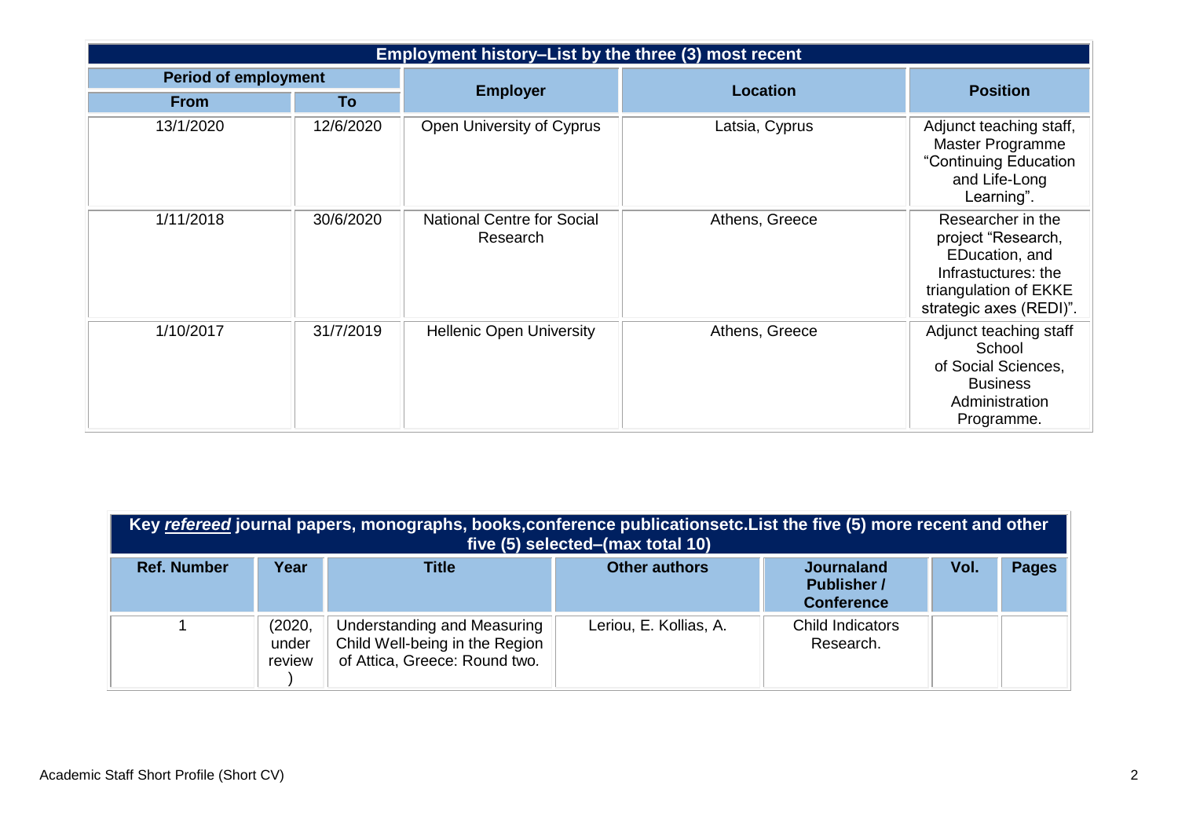| Employment history–List by the three (3) most recent | | | | |
|---|---|---|---|---|
| Period of employment | | Employer | Location | Position |
| From | To | | | |
| 13/1/2020 | 12/6/2020 | Open University of Cyprus | Latsia, Cyprus | Adjunct teaching staff, Master Programme "Continuing Education and Life-Long Learning". |
| 1/11/2018 | 30/6/2020 | National Centre for Social Research | Athens, Greece | Researcher in the project "Research, EDucation, and Infrastuctures: the triangulation of EKKE strategic axes (REDI)". |
| 1/10/2017 | 31/7/2019 | Hellenic Open University | Athens, Greece | Adjunct teaching staff School of Social Sciences, Business Administration Programme. |

| Key *refereed* journal papers, monographs, books,conference publicationsetc.List the five (5) more recent and other five (5) selected–(max total 10) | | | | | | |
|---|---|---|---|---|---|---|
| Ref. Number | Year | Title | Other authors | Journaland Publisher / Conference | Vol. | Pages |
| 1 | (2020, under review ) | Understanding and Measuring Child Well-being in the Region of Attica, Greece: Round two. | Leriou, E. Kollias, A. | Child Indicators Research. | | |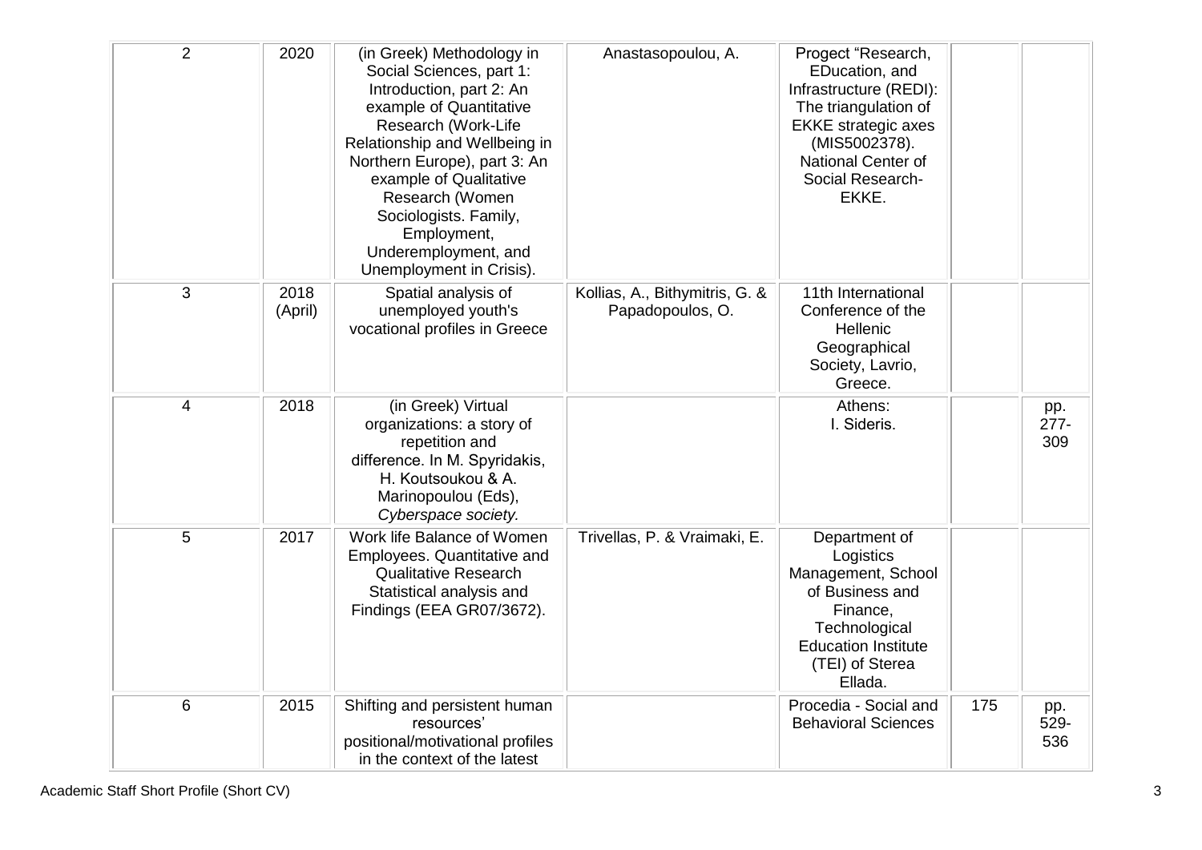| | | | | | | |
|---|---|---|---|---|---|---|
| 2 | 2020 | (in Greek) Methodology in Social Sciences, part 1: Introduction, part 2: An example of Quantitative Research (Work-Life Relationship and Wellbeing in Northern Europe), part 3: An example of Qualitative Research (Women Sociologists. Family, Employment, Underemployment, and Unemployment in Crisis). | Anastasopoulou, A. | Progect "Research, EDucation, and Infrastructure (REDI): The triangulation of EKKE strategic axes (MIS5002378). National Center of Social Research-EKKE. | | |
| 3 | 2018 (April) | Spatial analysis of unemployed youth's vocational profiles in Greece | Kollias, A., Bithymitris, G. & Papadopoulos, O. | 11th International Conference of the Hellenic Geographical Society, Lavrio, Greece. | | |
| 4 | 2018 | (in Greek) Virtual organizations: a story of repetition and difference. In M. Spyridakis, H. Koutsoukou & A. Marinopoulou (Eds), *Cyberspace society.* | | Athens: I. Sideris. | | pp. 277-309 |
| 5 | 2017 | Work life Balance of Women Employees. Quantitative and Qualitative Research Statistical analysis and Findings (EEA GR07/3672). | Trivellas, P. & Vraimaki, E. | Department of Logistics Management, School of Business and Finance, Technological Education Institute (TEI) of Sterea Ellada. | | |
| 6 | 2015 | Shifting and persistent human resources' positional/motivational profiles in the context of the latest | | Procedia - Social and Behavioral Sciences | 175 | pp. 529-536 |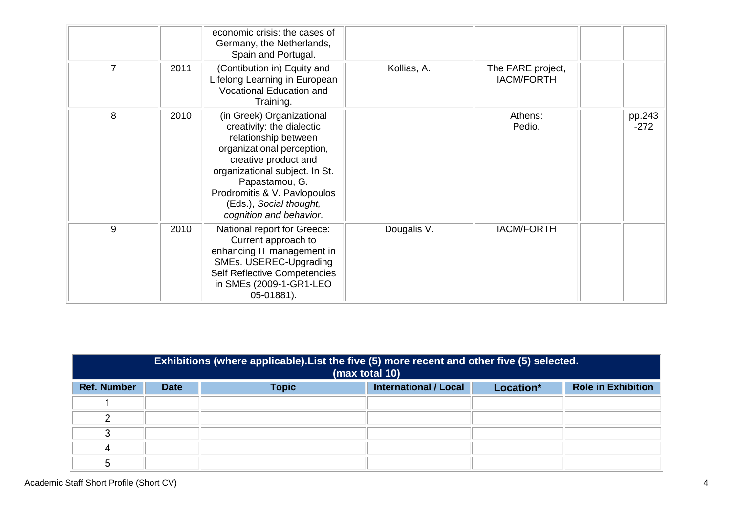| | | | | | | |
|---|---|---|---|---|---|---|
| | | economic crisis: the cases of Germany, the Netherlands, Spain and Portugal. | | | | |
| 7 | 2011 | (Contibution in) Equity and Lifelong Learning in European Vocational Education and Training. | Kollias, A. | The FARE project, IACM/FORTH | | |
| 8 | 2010 | (in Greek) Organizational creativity: the dialectic relationship between organizational perception, creative product and organizational subject. In St. Papastamou, G. Prodromitis & V. Pavlopoulos (Eds.), *Social thought, cognition and behavior*. | | Athens: Pedio. | | pp.243 -272 |
| 9 | 2010 | National report for Greece: Current approach to enhancing IT management in SMEs. USEREC-Upgrading Self Reflective Competencies in SMEs (2009-1-GR1-LEO 05-01881). | Dougalis V. | IACM/FORTH | | |

| **Exhibitions (where applicable).List the five (5) more recent and other five (5) selected. (max total 10)** | | | | | |
|---|---|---|---|---|---|
| **Ref. Number** | **Date** | **Topic** | **International / Local** | **Location*** | **Role in Exhibition** |
| 1 | | | | | |
| 2 | | | | | |
| 3 | | | | | |
| 4 | | | | | |
| 5 | | | | | |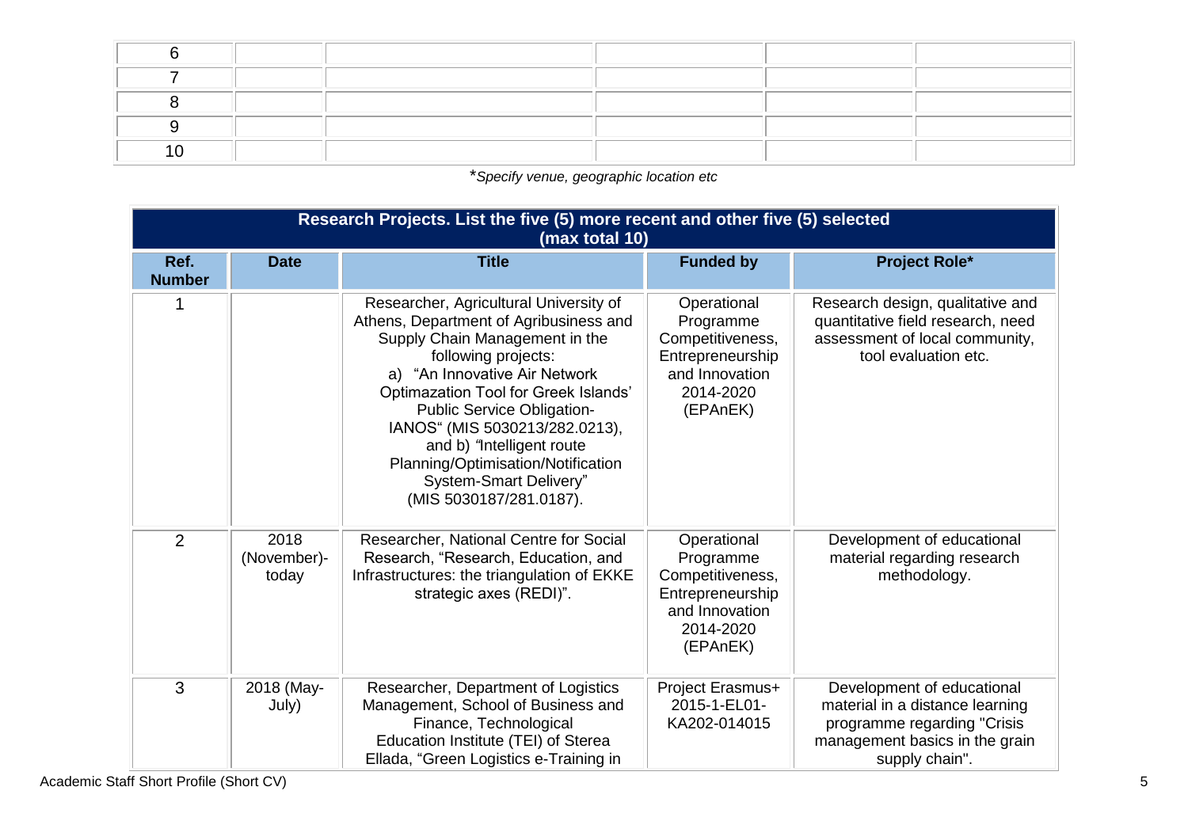| 6 | | | | | |
|---|---|---|---|---|---|
| 7 | | | | | |
| 8 | | | | | |
| 9 | | | | | |
| 10 | | | | | |

**Specify venue, geographic location etc*

| **Research Projects. List the five (5) more recent and other five (5) selected (max total 10)** | | | | |
|---|---|---|---|---|
| **Ref. Number** | **Date** | **Title** | **Funded by** | **Project Role*** |
| 1 | | Researcher, Agricultural University of Athens, Department of Agribusiness and Supply Chain Management in the following projects: a) "An Innovative Air Network Optimazation Tool for Greek Islands' Public Service Obligation-IANOS" (MIS 5030213/282.0213), and b) "Intelligent route Planning/Optimisation/Notification System-Smart Delivery" (MIS 5030187/281.0187). | Operational Programme Competitiveness, Entrepreneurship and Innovation 2014-2020 (EPAnEK) | Research design, qualitative and quantitative field research, need assessment of local community, tool evaluation etc. |
| 2 | 2018 (November)-today | Researcher, National Centre for Social Research, "Research, Education, and Infrastructures: the triangulation of EKKE strategic axes (REDI)". | Operational Programme Competitiveness, Entrepreneurship and Innovation 2014-2020 (EPAnEK) | Development of educational material regarding research methodology. |
| 3 | 2018 (May-July) | Researcher, Department of Logistics Management, School of Business and Finance, Technological Education Institute (TEI) of Sterea Ellada, "Green Logistics e-Training in | Project Erasmus+ 2015-1-EL01-KA202-014015 | Development of educational material in a distance learning programme regarding "Crisis management basics in the grain supply chain". |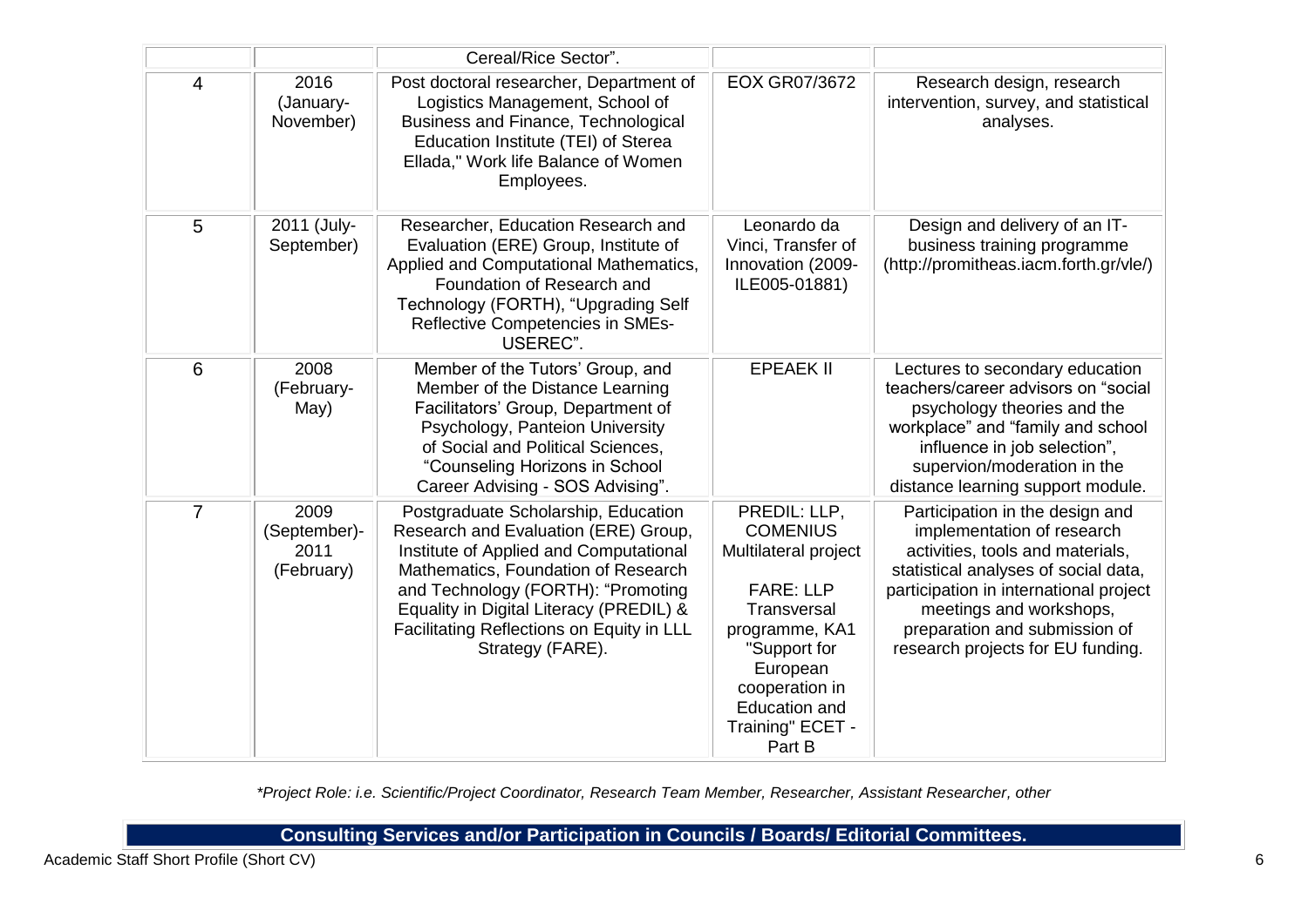| | | Cereal/Rice Sector". | | |
|---|---|---|---|---|
| 4 | 2016 (January-November) | Post doctoral researcher, Department of Logistics Management, School of Business and Finance, Technological Education Institute (TEI) of Sterea Ellada," Work life Balance of Women Employees. | EOX GR07/3672 | Research design, research intervention, survey, and statistical analyses. |
| 5 | 2011 (July-September) | Researcher, Education Research and Evaluation (ERE) Group, Institute of Applied and Computational Mathematics, Foundation of Research and Technology (FORTH), "Upgrading Self Reflective Competencies in SMEs-USEREC". | Leonardo da Vinci, Transfer of Innovation (2009-ILE005-01881) | Design and delivery of an IT-business training programme (http://promitheas.iacm.forth.gr/vle/) |
| 6 | 2008 (February-May) | Member of the Tutors' Group, and Member of the Distance Learning Facilitators' Group, Department of Psychology, Panteion University of Social and Political Sciences, "Counseling Horizons in School Career Advising - SOS Advising". | EPEAEK II | Lectures to secondary education teachers/career advisors on "social psychology theories and the workplace" and "family and school influence in job selection", supervision/moderation in the distance learning support module. |
| 7 | 2009 (September)-2011 (February) | Postgraduate Scholarship, Education Research and Evaluation (ERE) Group, Institute of Applied and Computational Mathematics, Foundation of Research and Technology (FORTH): "Promoting Equality in Digital Literacy (PREDIL) & Facilitating Reflections on Equity in LLL Strategy (FARE). | PREDIL: LLP, COMENIUS Multilateral project<br><br>FARE: LLP Transversal programme, KA1 "Support for European cooperation in Education and Training" ECET - Part B | Participation in the design and implementation of research activities, tools and materials, statistical analyses of social data, participation in international project meetings and workshops, preparation and submission of research projects for EU funding. |

*\*Project Role: i.e. Scientific/Project Coordinator, Research Team Member, Researcher, Assistant Researcher, other*

## Consulting Services and/or Participation in Councils / Boards/ Editorial Committees.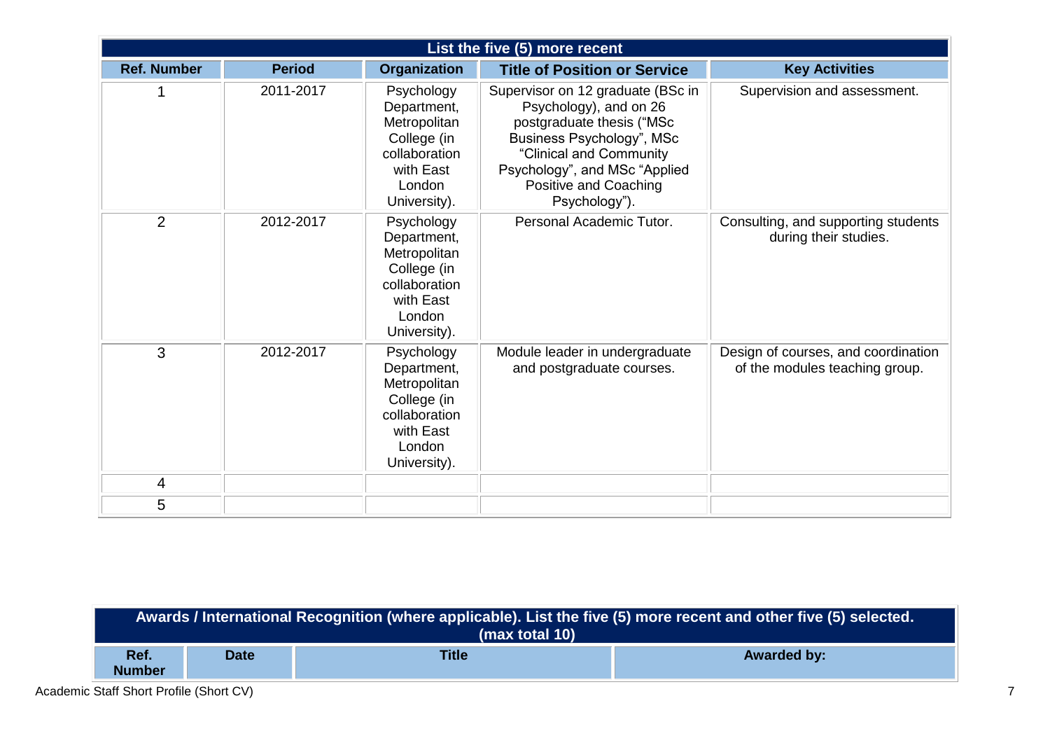| List the five (5) more recent | | | | |
|---|---|---|---|---|
| **Ref. Number** | **Period** | **Organization** | **Title of Position or Service** | **Key Activities** |
| 1 | 2011-2017 | Psychology Department, Metropolitan College (in collaboration with East London University). | Supervisor on 12 graduate (BSc in Psychology), and on 26 postgraduate thesis ("MSc Business Psychology", MSc "Clinical and Community Psychology", and MSc "Applied Positive and Coaching Psychology"). | Supervision and assessment. |
| 2 | 2012-2017 | Psychology Department, Metropolitan College (in collaboration with East London University). | Personal Academic Tutor. | Consulting, and supporting students during their studies. |
| 3 | 2012-2017 | Psychology Department, Metropolitan College (in collaboration with East London University). | Module leader in undergraduate and postgraduate courses. | Design of courses, and coordination of the modules teaching group. |
| 4 | | | | |
| 5 | | | | |

| Awards / International Recognition (where applicable). List the five (5) more recent and other five (5) selected. (max total 10) | | | |
|---|---|---|---|
| **Ref. Number** | **Date** | **Title** | **Awarded by:** |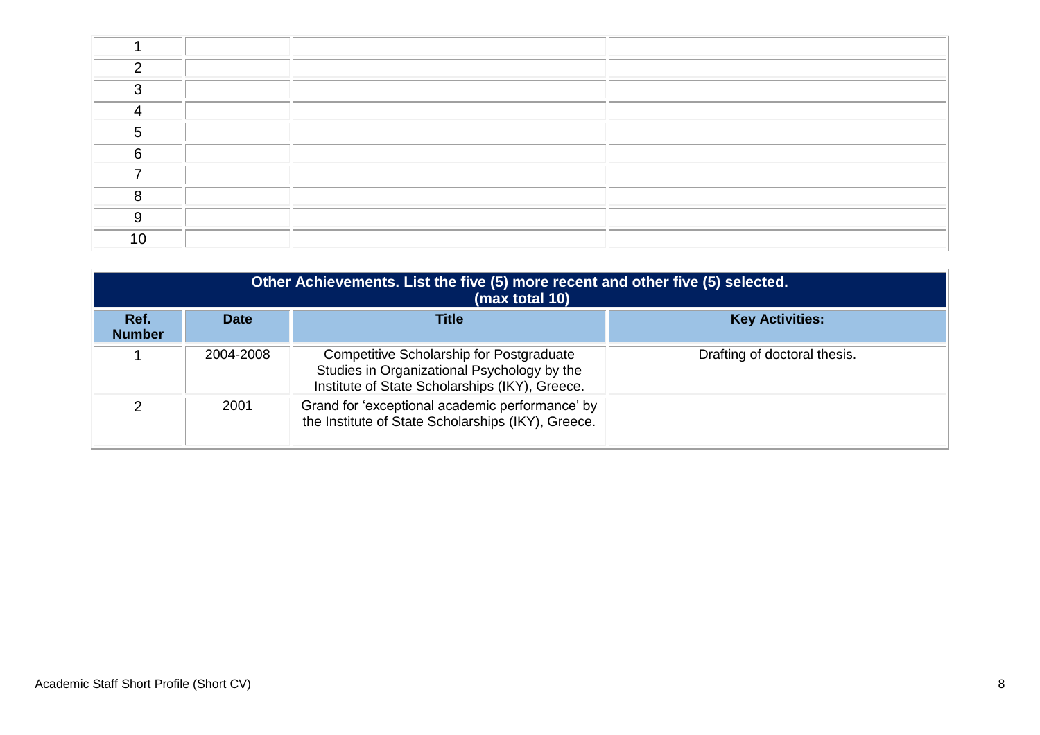| | | | |
|---|---|---|---|
| 1 | | | |
| 2 | | | |
| 3 | | | |
| 4 | | | |
| 5 | | | |
| 6 | | | |
| 7 | | | |
| 8 | | | |
| 9 | | | |
| 10 | | | |

**Other Achievements. List the five (5) more recent and other five (5) selected. (max total 10)**

| Ref. Number | Date | Title | Key Activities: |
|---|---|---|---|
| 1 | 2004-2008 | Competitive Scholarship for Postgraduate Studies in Organizational Psychology by the Institute of State Scholarships (IKY), Greece. | Drafting of doctoral thesis. |
| 2 | 2001 | Grand for 'exceptional academic performance' by the Institute of State Scholarships (IKY), Greece. | |